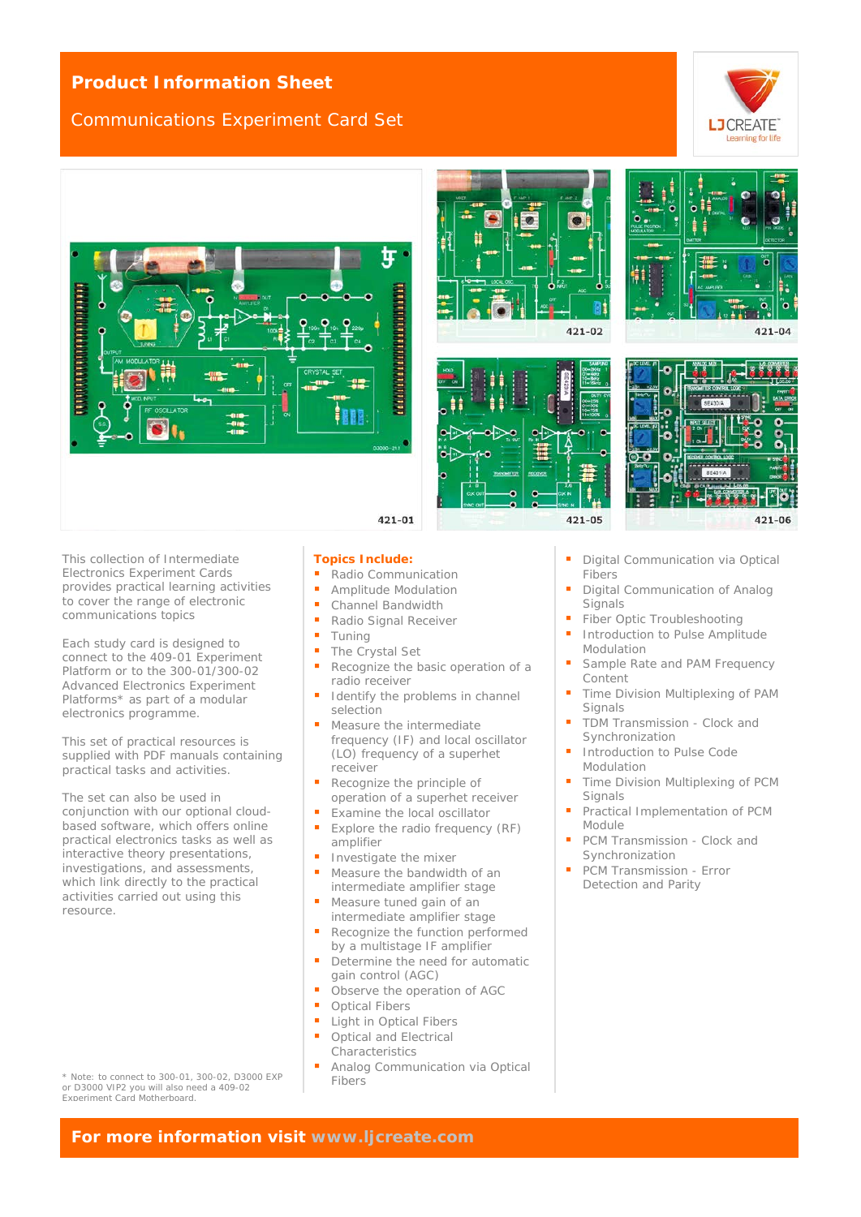# Product Information Sheet

## Communications Experiment Card Set

LJ CREATE – Learning for life

421-01

421-02

421-04

421-05

421-06

This collection of Intermediate Electronics Experiment Cards provides practical learning activities to cover the range of electronic communications topics

Each study card is designed to connect to the 409-01 Experiment Platform or to the 300-01/300-02 Advanced Electronics Experiment Platforms* as part of a modular electronics programme.

This set of practical resources is supplied with PDF manuals containing practical tasks and activities.

The set can also be used in conjunction with our optional cloud-based software, which offers online practical electronics tasks as well as interactive theory presentations, investigations, and assessments, which link directly to the practical activities carried out using this resource.

\* Note: to connect to 300-01, 300-02, D3000 EXP or D3000 VIP2 you will also need a 409-02 Experiment Card Motherboard.

**Topics Include:**

- Radio Communication
- Amplitude Modulation
- Channel Bandwidth
- Radio Signal Receiver
- Tuning
- The Crystal Set
- Recognize the basic operation of a radio receiver
- Identify the problems in channel selection
- Measure the intermediate frequency (IF) and local oscillator (LO) frequency of a superhet receiver
- Recognize the principle of operation of a superhet receiver
- Examine the local oscillator
- Explore the radio frequency (RF) amplifier
- Investigate the mixer
- Measure the bandwidth of an intermediate amplifier stage
- Measure tuned gain of an intermediate amplifier stage
- Recognize the function performed by a multistage IF amplifier
- Determine the need for automatic gain control (AGC)
- Observe the operation of AGC
- Optical Fibers
- Light in Optical Fibers
- Optical and Electrical Characteristics
- Analog Communication via Optical Fibers
- Digital Communication via Optical Fibers
- Digital Communication of Analog Signals
- Fiber Optic Troubleshooting
- Introduction to Pulse Amplitude Modulation
- Sample Rate and PAM Frequency Content
- Time Division Multiplexing of PAM Signals
- TDM Transmission - Clock and Synchronization
- Introduction to Pulse Code Modulation
- Time Division Multiplexing of PCM Signals
- Practical Implementation of PCM Module
- PCM Transmission - Clock and Synchronization
- PCM Transmission - Error Detection and Parity

**For more information visit www.ljcreate.com**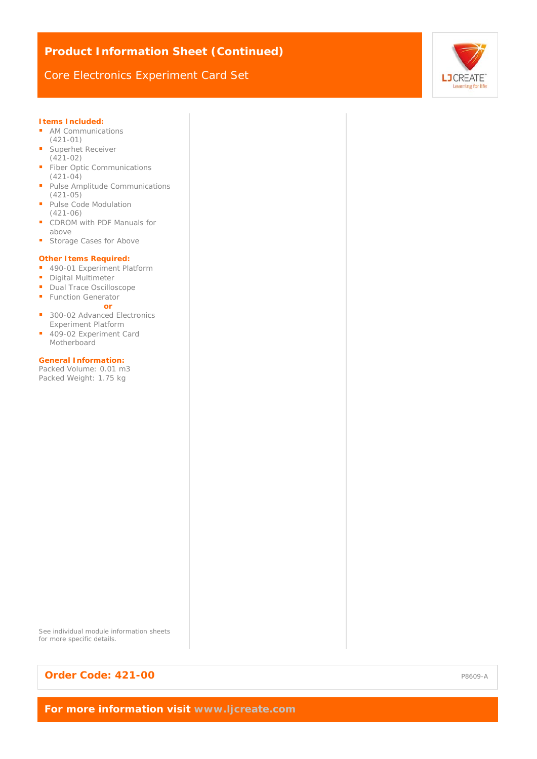# Product Information Sheet (Continued)

## Core Electronics Experiment Card Set

LJ CREATE
Learning for life

### Items Included:

- AM Communications (421-01)
- Superhet Receiver (421-02)
- Fiber Optic Communications (421-04)
- Pulse Amplitude Communications (421-05)
- Pulse Code Modulation (421-06)
- CDROM with PDF Manuals for above
- Storage Cases for Above

### Other Items Required:

- 490-01 Experiment Platform
- Digital Multimeter
- Dual Trace Oscilloscope
- Function Generator

**or**

- 300-02 Advanced Electronics Experiment Platform
- 409-02 Experiment Card Motherboard

### General Information:

Packed Volume: 0.01 m3
Packed Weight: 1.75 kg

See individual module information sheets for more specific details.

**Order Code: 421-00**

P8609-A

**For more information visit www.ljcreate.com**